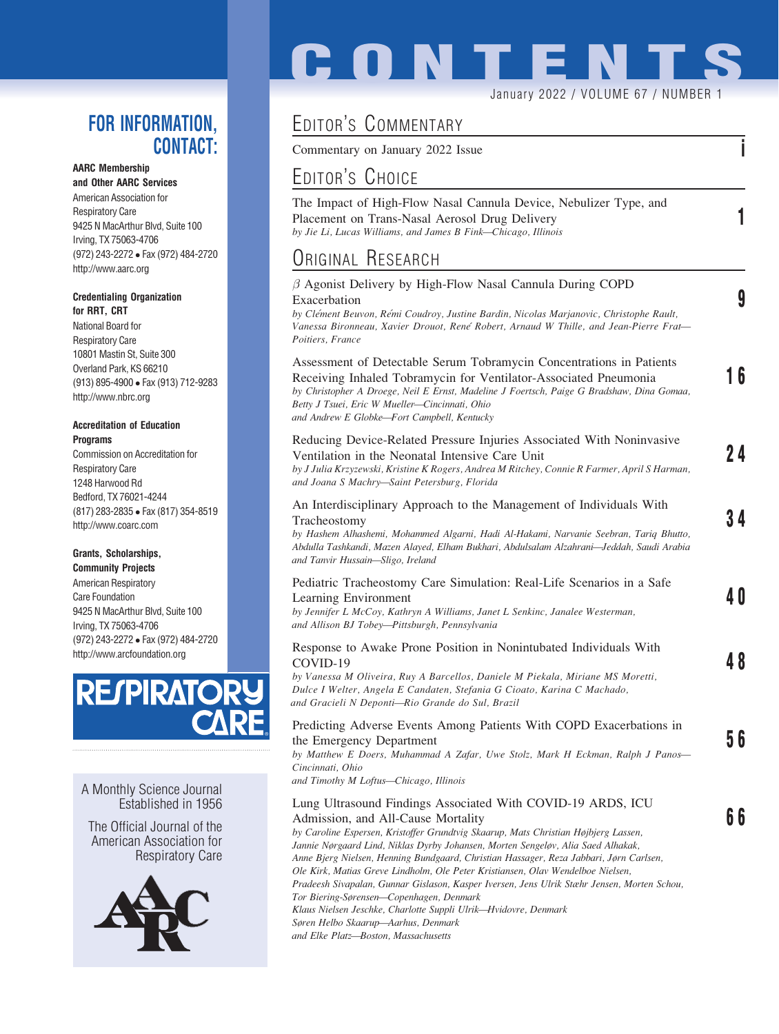# CONTENTS

January 2022 / VOLUME 67 / NUMBER 1

## FOR INFORMATION, CONTACT:

**AARC Membership and Other AARC Services**
American Association for Respiratory Care
9425 N MacArthur Blvd, Suite 100
Irving, TX 75063-4706
(972) 243-2272 • Fax (972) 484-2720
http://www.aarc.org

**Credentialing Organization for RRT, CRT**
National Board for Respiratory Care
10801 Mastin St, Suite 300
Overland Park, KS 66210
(913) 895-4900 • Fax (913) 712-9283
http://www.nbrc.org

**Accreditation of Education Programs**
Commission on Accreditation for Respiratory Care
1248 Harwood Rd
Bedford, TX 76021-4244
(817) 283-2835 • Fax (817) 354-8519
http://www.coarc.com

**Grants, Scholarships, Community Projects**
American Respiratory Care Foundation
9425 N MacArthur Blvd, Suite 100
Irving, TX 75063-4706
(972) 243-2272 • Fax (972) 484-2720
http://www.arcfoundation.org

RESPIRATORY CARE

A Monthly Science Journal Established in 1956

The Official Journal of the American Association for Respiratory Care

## EDITOR'S COMMENTARY

Commentary on January 2022 Issue — **i**

## EDITOR'S CHOICE

The Impact of High-Flow Nasal Cannula Device, Nebulizer Type, and Placement on Trans-Nasal Aerosol Drug Delivery — **1**
*by Jie Li, Lucas Williams, and James B Fink—Chicago, Illinois*

## ORIGINAL RESEARCH

$\beta$ Agonist Delivery by High-Flow Nasal Cannula During COPD Exacerbation — **9**
*by Clément Beuvon, Rémi Coudroy, Justine Bardin, Nicolas Marjanovic, Christophe Rault, Vanessa Bironneau, Xavier Drouot, René Robert, Arnaud W Thille, and Jean-Pierre Frat—Poitiers, France*

Assessment of Detectable Serum Tobramycin Concentrations in Patients Receiving Inhaled Tobramycin for Ventilator-Associated Pneumonia — **16**
*by Christopher A Droege, Neil E Ernst, Madeline J Foertsch, Paige G Bradshaw, Dina Gomaa, Betty J Tsuei, Eric W Mueller—Cincinnati, Ohio*
*and Andrew E Globke—Fort Campbell, Kentucky*

Reducing Device-Related Pressure Injuries Associated With Noninvasive Ventilation in the Neonatal Intensive Care Unit — **24**
*by J Julia Krzyzewski, Kristine K Rogers, Andrea M Ritchey, Connie R Farmer, April S Harman, and Joana S Machry—Saint Petersburg, Florida*

An Interdisciplinary Approach to the Management of Individuals With Tracheostomy — **34**
*by Hashem Alhashemi, Mohammed Algarni, Hadi Al-Hakami, Narvanie Seebran, Tariq Bhutto, Abdulla Tashkandi, Mazen Alayed, Elham Bukhari, Abdulsalam Alzahrani—Jeddah, Saudi Arabia*
*and Tanvir Hussain—Sligo, Ireland*

Pediatric Tracheostomy Care Simulation: Real-Life Scenarios in a Safe Learning Environment — **40**
*by Jennifer L McCoy, Kathryn A Williams, Janet L Senkinc, Janalee Westerman, and Allison BJ Tobey—Pittsburgh, Pennsylvania*

Response to Awake Prone Position in Nonintubated Individuals With COVID-19 — **48**
*by Vanessa M Oliveira, Ruy A Barcellos, Daniele M Piekala, Miriane MS Moretti, Dulce I Welter, Angela E Candaten, Stefania G Cioato, Karina C Machado, and Gracieli N Deponti—Rio Grande do Sul, Brazil*

Predicting Adverse Events Among Patients With COPD Exacerbations in the Emergency Department — **56**
*by Matthew E Doers, Muhammad A Zafar, Uwe Stolz, Mark H Eckman, Ralph J Panos—Cincinnati, Ohio*
*and Timothy M Loftus—Chicago, Illinois*

Lung Ultrasound Findings Associated With COVID-19 ARDS, ICU Admission, and All-Cause Mortality — **66**
*by Caroline Espersen, Kristoffer Grundtvig Skaarup, Mats Christian Højbjerg Lassen, Jannie Nørgaard Lind, Niklas Dyrby Johansen, Morten Sengeløv, Alia Saed Alhakak, Anne Bjerg Nielsen, Henning Bundgaard, Christian Hassager, Reza Jabbari, Jørn Carlsen, Ole Kirk, Matias Greve Lindholm, Ole Peter Kristiansen, Olav Wendelboe Nielsen, Pradeesh Sivapalan, Gunnar Gislason, Kasper Iversen, Jens Ulrik Stæhr Jensen, Morten Schou, Tor Biering-Sørensen—Copenhagen, Denmark*
*Klaus Nielsen Jeschke, Charlotte Suppli Ulrik—Hvidovre, Denmark*
*Søren Helbo Skaarup—Aarhus, Denmark*
*and Elke Platz—Boston, Massachusetts*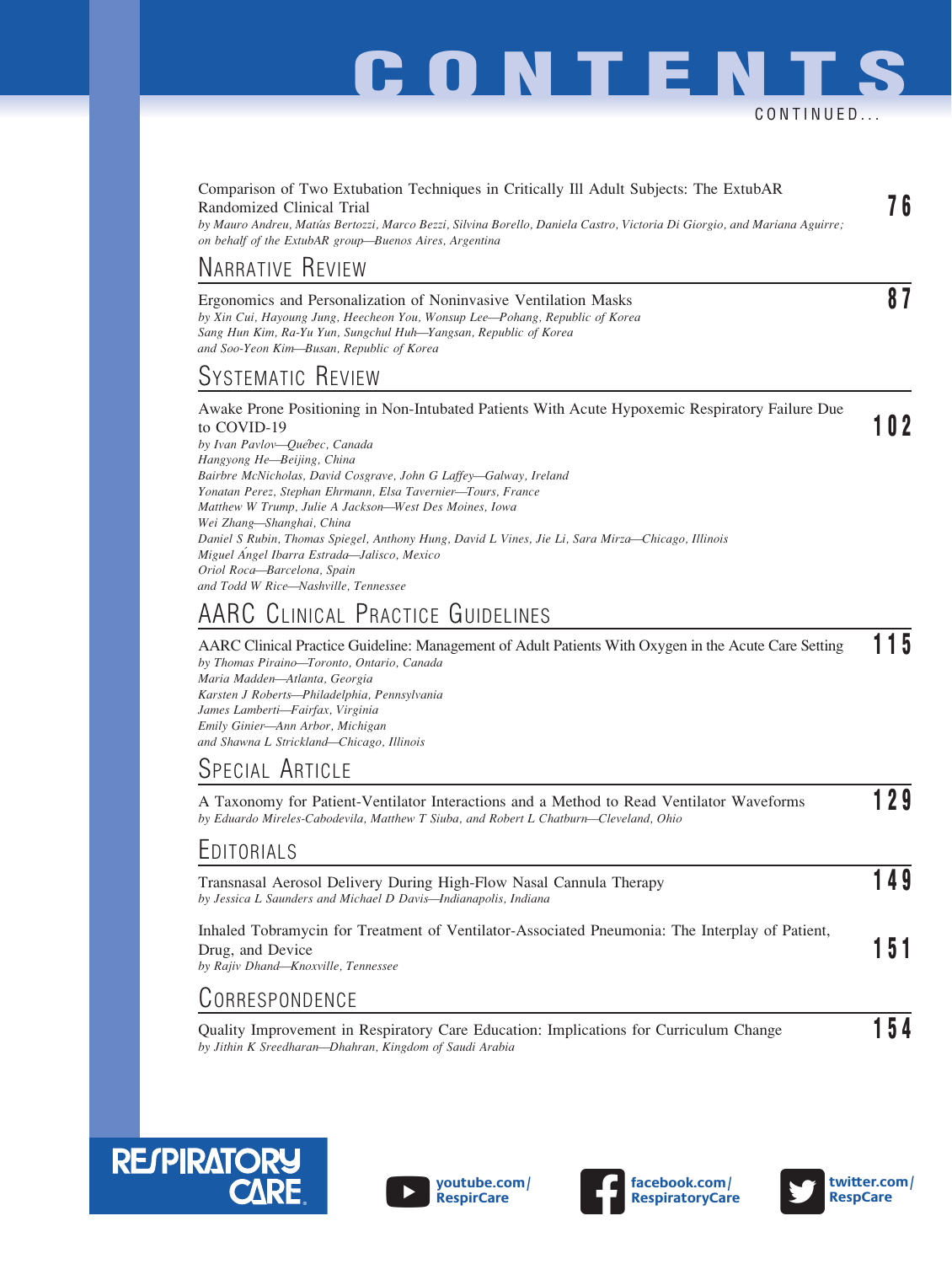# CONTENTS

CONTINUED...

Comparison of Two Extubation Techniques in Critically Ill Adult Subjects: The ExtubAR Randomized Clinical Trial — **76**
*by Mauro Andreu, Matías Bertozzi, Marco Bezzi, Silvina Borello, Daniela Castro, Victoria Di Giorgio, and Mariana Aguirre; on behalf of the ExtubAR group—Buenos Aires, Argentina*

## Narrative Review

Ergonomics and Personalization of Noninvasive Ventilation Masks — **87**
*by Xin Cui, Hayoung Jung, Heecheon You, Wonsup Lee—Pohang, Republic of Korea*
*Sang Hun Kim, Ra-Yu Yun, Sungchul Huh—Yangsan, Republic of Korea*
*and Soo-Yeon Kim—Busan, Republic of Korea*

## Systematic Review

Awake Prone Positioning in Non-Intubated Patients With Acute Hypoxemic Respiratory Failure Due to COVID-19 — **102**
*by Ivan Pavlov—Québec, Canada*
*Hangyong He—Beijing, China*
*Bairbre McNicholas, David Cosgrave, John G Laffey—Galway, Ireland*
*Yonatan Perez, Stephan Ehrmann, Elsa Tavernier—Tours, France*
*Matthew W Trump, Julie A Jackson—West Des Moines, Iowa*
*Wei Zhang—Shanghai, China*
*Daniel S Rubin, Thomas Spiegel, Anthony Hung, David L Vines, Jie Li, Sara Mirza—Chicago, Illinois*
*Miguel Ángel Ibarra Estrada—Jalisco, Mexico*
*Oriol Roca—Barcelona, Spain*
*and Todd W Rice—Nashville, Tennessee*

## AARC Clinical Practice Guidelines

AARC Clinical Practice Guideline: Management of Adult Patients With Oxygen in the Acute Care Setting — **115**
*by Thomas Piraino—Toronto, Ontario, Canada*
*Maria Madden—Atlanta, Georgia*
*Karsten J Roberts—Philadelphia, Pennsylvania*
*James Lamberti—Fairfax, Virginia*
*Emily Ginier—Ann Arbor, Michigan*
*and Shawna L Strickland—Chicago, Illinois*

## Special Article

A Taxonomy for Patient-Ventilator Interactions and a Method to Read Ventilator Waveforms — **129**
*by Eduardo Mireles-Cabodevila, Matthew T Siuba, and Robert L Chatburn—Cleveland, Ohio*

## Editorials

Transnasal Aerosol Delivery During High-Flow Nasal Cannula Therapy — **149**
*by Jessica L Saunders and Michael D Davis—Indianapolis, Indiana*

Inhaled Tobramycin for Treatment of Ventilator-Associated Pneumonia: The Interplay of Patient, Drug, and Device — **151**
*by Rajiv Dhand—Knoxville, Tennessee*

## Correspondence

Quality Improvement in Respiratory Care Education: Implications for Curriculum Change — **154**
*by Jithin K Sreedharan—Dhahran, Kingdom of Saudi Arabia*

RESPIRATORY CARE

youtube.com/RespirCare

facebook.com/RespiratoryCare

twitter.com/RespCare